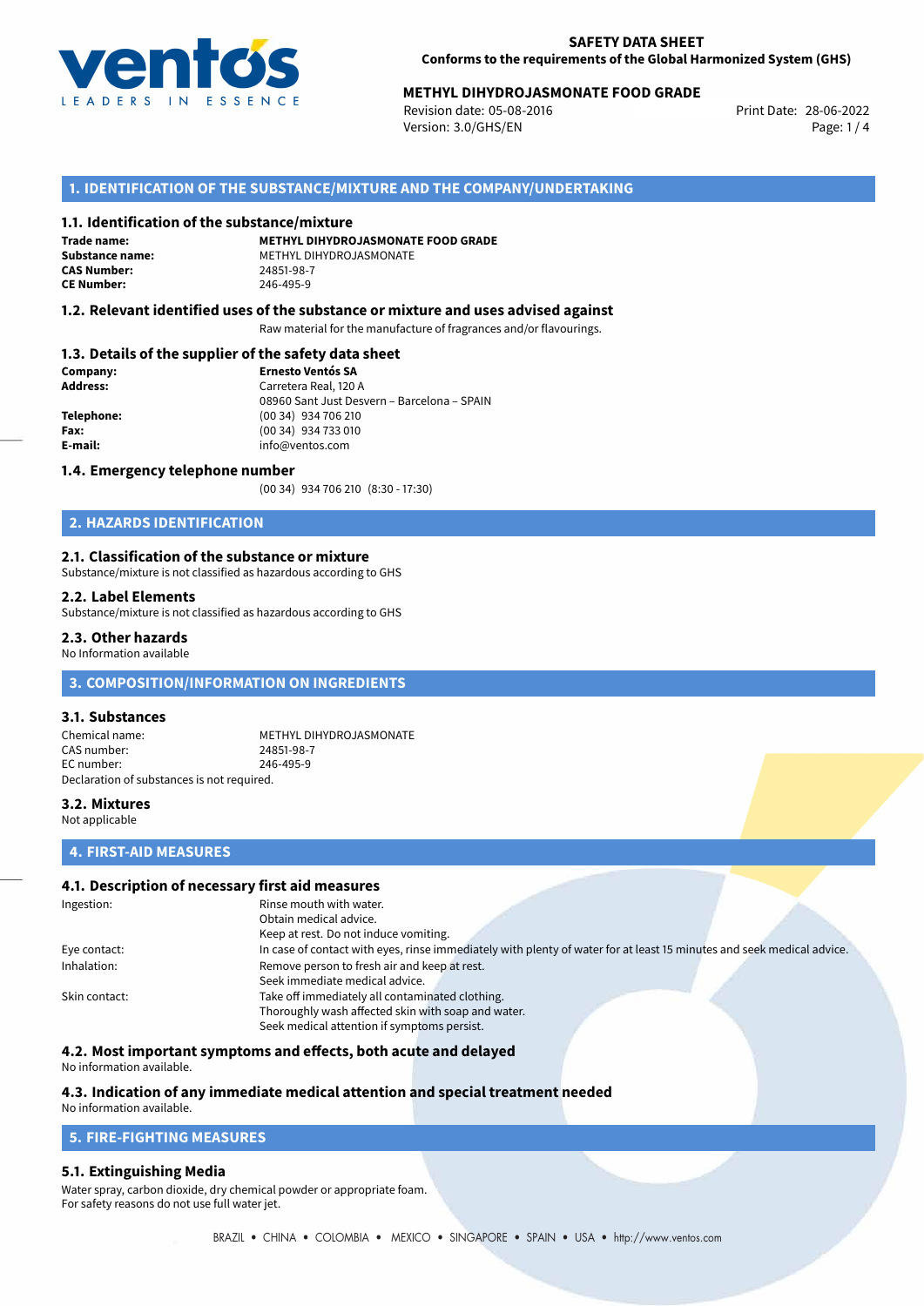**SAFETY DATA SHEET**
**Conforms to the requirements of the Global Harmonized System (GHS)**

# METHYL DIHYDROJASMONATE FOOD GRADE

Revision date: 05-08-2016
Version: 3.0/GHS/EN
Print Date: 28-06-2022

## 1. IDENTIFICATION OF THE SUBSTANCE/MIXTURE AND THE COMPANY/UNDERTAKING

### 1.1. Identification of the substance/mixture

**Trade name:** **METHYL DIHYDROJASMONATE FOOD GRADE**
**Substance name:** METHYL DIHYDROJASMONATE
**CAS Number:** 24851-98-7
**CE Number:** 246-495-9

### 1.2. Relevant identified uses of the substance or mixture and uses advised against

Raw material for the manufacture of fragrances and/or flavourings.

### 1.3. Details of the supplier of the safety data sheet

**Company:** **Ernesto Ventós SA**
**Address:** Carretera Real, 120 A
08960 Sant Just Desvern – Barcelona – SPAIN
**Telephone:** (00 34) 934 706 210
**Fax:** (00 34) 934 733 010
**E-mail:** info@ventos.com

### 1.4. Emergency telephone number

(00 34) 934 706 210 (8:30 - 17:30)

## 2. HAZARDS IDENTIFICATION

### 2.1. Classification of the substance or mixture

Substance/mixture is not classified as hazardous according to GHS

### 2.2. Label Elements

Substance/mixture is not classified as hazardous according to GHS

### 2.3. Other hazards

No Information available

## 3. COMPOSITION/INFORMATION ON INGREDIENTS

### 3.1. Substances

Chemical name: METHYL DIHYDROJASMONATE
CAS number: 24851-98-7
EC number: 246-495-9
Declaration of substances is not required.

### 3.2. Mixtures

Not applicable

## 4. FIRST-AID MEASURES

### 4.1. Description of necessary first aid measures

Ingestion: Rinse mouth with water.
Obtain medical advice.
Keep at rest. Do not induce vomiting.

Eye contact: In case of contact with eyes, rinse immediately with plenty of water for at least 15 minutes and seek medical advice.

Inhalation: Remove person to fresh air and keep at rest.
Seek immediate medical advice.

Skin contact: Take off immediately all contaminated clothing.
Thoroughly wash affected skin with soap and water.
Seek medical attention if symptoms persist.

### 4.2. Most important symptoms and effects, both acute and delayed

No information available.

### 4.3. Indication of any immediate medical attention and special treatment needed

No information available.

## 5. FIRE-FIGHTING MEASURES

### 5.1. Extinguishing Media

Water spray, carbon dioxide, dry chemical powder or appropriate foam.
For safety reasons do not use full water jet.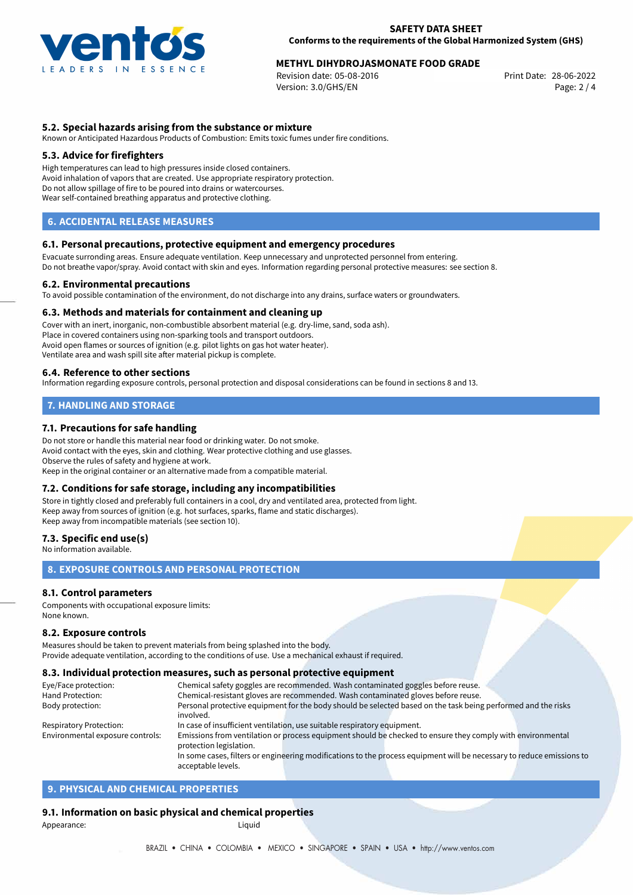### 5.2. Special hazards arising from the substance or mixture

Known or Anticipated Hazardous Products of Combustion: Emits toxic fumes under fire conditions.

### 5.3. Advice for firefighters

High temperatures can lead to high pressures inside closed containers.
Avoid inhalation of vapors that are created. Use appropriate respiratory protection.
Do not allow spillage of fire to be poured into drains or watercourses.
Wear self-contained breathing apparatus and protective clothing.

## 6. ACCIDENTAL RELEASE MEASURES

### 6.1. Personal precautions, protective equipment and emergency procedures

Evacuate surronding areas. Ensure adequate ventilation. Keep unnecessary and unprotected personnel from entering.
Do not breathe vapor/spray. Avoid contact with skin and eyes. Information regarding personal protective measures: see section 8.

### 6.2. Environmental precautions

To avoid possible contamination of the environment, do not discharge into any drains, surface waters or groundwaters.

### 6.3. Methods and materials for containment and cleaning up

Cover with an inert, inorganic, non-combustible absorbent material (e.g. dry-lime, sand, soda ash).
Place in covered containers using non-sparking tools and transport outdoors.
Avoid open flames or sources of ignition (e.g. pilot lights on gas hot water heater).
Ventilate area and wash spill site after material pickup is complete.

### 6.4. Reference to other sections

Information regarding exposure controls, personal protection and disposal considerations can be found in sections 8 and 13.

## 7. HANDLING AND STORAGE

### 7.1. Precautions for safe handling

Do not store or handle this material near food or drinking water. Do not smoke.
Avoid contact with the eyes, skin and clothing. Wear protective clothing and use glasses.
Observe the rules of safety and hygiene at work.
Keep in the original container or an alternative made from a compatible material.

### 7.2. Conditions for safe storage, including any incompatibilities

Store in tightly closed and preferably full containers in a cool, dry and ventilated area, protected from light.
Keep away from sources of ignition (e.g. hot surfaces, sparks, flame and static discharges).
Keep away from incompatible materials (see section 10).

### 7.3. Specific end use(s)

No information available.

## 8. EXPOSURE CONTROLS AND PERSONAL PROTECTION

### 8.1. Control parameters

Components with occupational exposure limits:
None known.

### 8.2. Exposure controls

Measures should be taken to prevent materials from being splashed into the body.
Provide adequate ventilation, according to the conditions of use. Use a mechanical exhaust if required.

### 8.3. Individual protection measures, such as personal protective equipment

| | |
|---|---|
| Eye/Face protection: | Chemical safety goggles are recommended. Wash contaminated goggles before reuse. |
| Hand Protection: | Chemical-resistant gloves are recommended. Wash contaminated gloves before reuse. |
| Body protection: | Personal protective equipment for the body should be selected based on the task being performed and the risks involved. |
| Respiratory Protection: | In case of insufficient ventilation, use suitable respiratory equipment. |
| Environmental exposure controls: | Emissions from ventilation or process equipment should be checked to ensure they comply with environmental protection legislation. In some cases, filters or engineering modifications to the process equipment will be necessary to reduce emissions to acceptable levels. |

## 9. PHYSICAL AND CHEMICAL PROPERTIES

### 9.1. Information on basic physical and chemical properties

Appearance: Liquid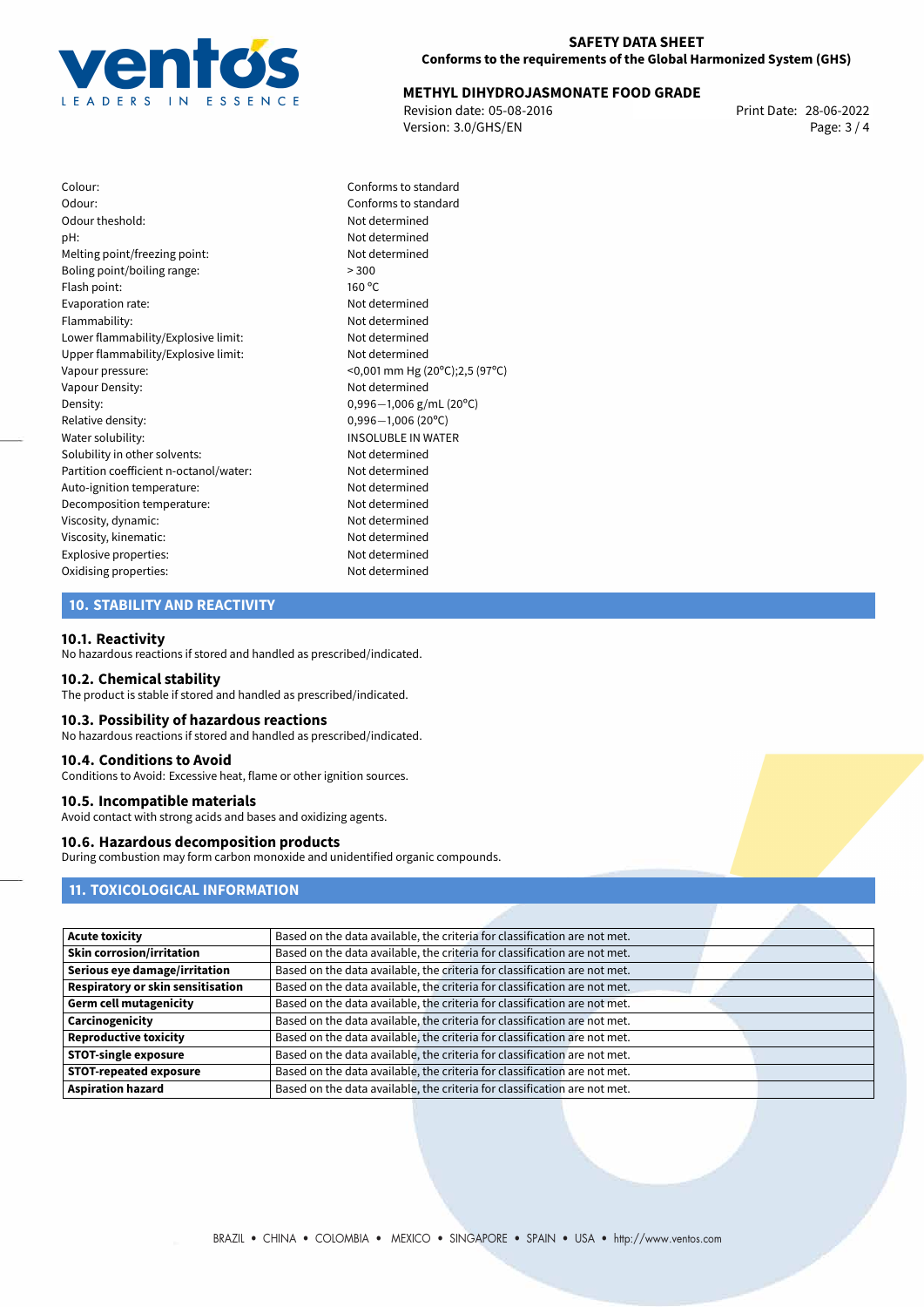| | |
|---|---|
| Colour: | Conforms to standard |
| Odour: | Conforms to standard |
| Odour theshold: | Not determined |
| pH: | Not determined |
| Melting point/freezing point: | Not determined |
| Boling point/boiling range: | > 300 |
| Flash point: | 160 °C |
| Evaporation rate: | Not determined |
| Flammability: | Not determined |
| Lower flammability/Explosive limit: | Not determined |
| Upper flammability/Explosive limit: | Not determined |
| Vapour pressure: | <0,001 mm Hg (20°C);2,5 (97°C) |
| Vapour Density: | Not determined |
| Density: | 0,996—1,006 g/mL (20°C) |
| Relative density: | 0,996—1,006 (20°C) |
| Water solubility: | INSOLUBLE IN WATER |
| Solubility in other solvents: | Not determined |
| Partition coefficient n-octanol/water: | Not determined |
| Auto-ignition temperature: | Not determined |
| Decomposition temperature: | Not determined |
| Viscosity, dynamic: | Not determined |
| Viscosity, kinematic: | Not determined |
| Explosive properties: | Not determined |
| Oxidising properties: | Not determined |

## 10. STABILITY AND REACTIVITY

### 10.1. Reactivity

No hazardous reactions if stored and handled as prescribed/indicated.

### 10.2. Chemical stability

The product is stable if stored and handled as prescribed/indicated.

### 10.3. Possibility of hazardous reactions

No hazardous reactions if stored and handled as prescribed/indicated.

### 10.4. Conditions to Avoid

Conditions to Avoid: Excessive heat, flame or other ignition sources.

### 10.5. Incompatible materials

Avoid contact with strong acids and bases and oxidizing agents.

### 10.6. Hazardous decomposition products

During combustion may form carbon monoxide and unidentified organic compounds.

## 11. TOXICOLOGICAL INFORMATION

| | |
|---|---|
| **Acute toxicity** | Based on the data available, the criteria for classification are not met. |
| **Skin corrosion/irritation** | Based on the data available, the criteria for classification are not met. |
| **Serious eye damage/irritation** | Based on the data available, the criteria for classification are not met. |
| **Respiratory or skin sensitisation** | Based on the data available, the criteria for classification are not met. |
| **Germ cell mutagenicity** | Based on the data available, the criteria for classification are not met. |
| **Carcinogenicity** | Based on the data available, the criteria for classification are not met. |
| **Reproductive toxicity** | Based on the data available, the criteria for classification are not met. |
| **STOT-single exposure** | Based on the data available, the criteria for classification are not met. |
| **STOT-repeated exposure** | Based on the data available, the criteria for classification are not met. |
| **Aspiration hazard** | Based on the data available, the criteria for classification are not met. |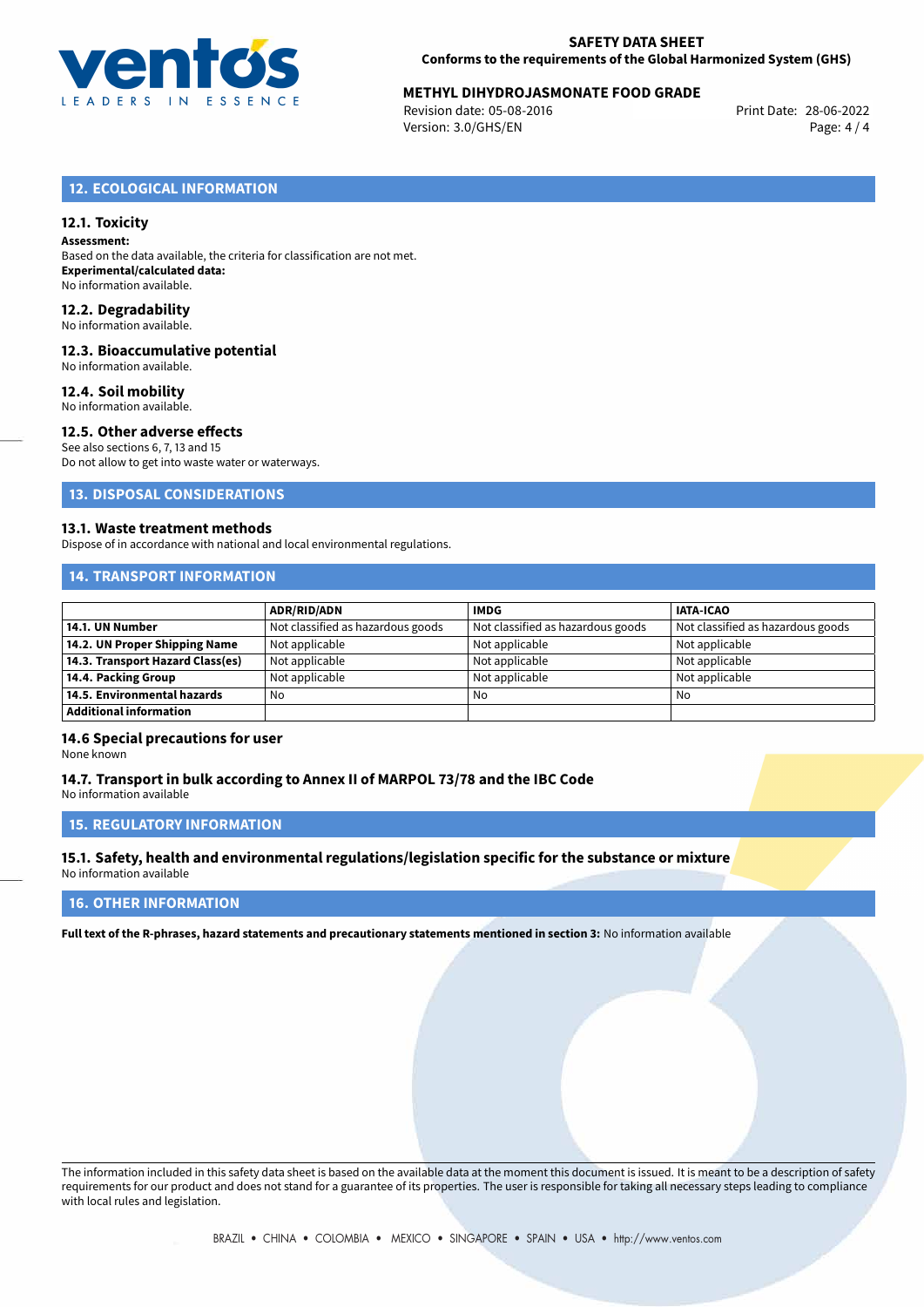## 12. ECOLOGICAL INFORMATION

### 12.1. Toxicity

**Assessment:**
Based on the data available, the criteria for classification are not met.
**Experimental/calculated data:**
No information available.

### 12.2. Degradability

No information available.

### 12.3. Bioaccumulative potential

No information available.

### 12.4. Soil mobility

No information available.

### 12.5. Other adverse effects

See also sections 6, 7, 13 and 15
Do not allow to get into waste water or waterways.

## 13. DISPOSAL CONSIDERATIONS

### 13.1. Waste treatment methods

Dispose of in accordance with national and local environmental regulations.

## 14. TRANSPORT INFORMATION

| | ADR/RID/ADN | IMDG | IATA-ICAO |
|---|---|---|---|
| **14.1. UN Number** | Not classified as hazardous goods | Not classified as hazardous goods | Not classified as hazardous goods |
| **14.2. UN Proper Shipping Name** | Not applicable | Not applicable | Not applicable |
| **14.3. Transport Hazard Class(es)** | Not applicable | Not applicable | Not applicable |
| **14.4. Packing Group** | Not applicable | Not applicable | Not applicable |
| **14.5. Environmental hazards** | No | No | No |
| **Additional information** | | | |

### 14.6 Special precautions for user

None known

### 14.7. Transport in bulk according to Annex II of MARPOL 73/78 and the IBC Code

No information available

## 15. REGULATORY INFORMATION

### 15.1. Safety, health and environmental regulations/legislation specific for the substance or mixture

No information available

## 16. OTHER INFORMATION

**Full text of the R-phrases, hazard statements and precautionary statements mentioned in section 3:** No information available

The information included in this safety data sheet is based on the available data at the moment this document is issued. It is meant to be a description of safety requirements for our product and does not stand for a guarantee of its properties. The user is responsible for taking all necessary steps leading to compliance with local rules and legislation.